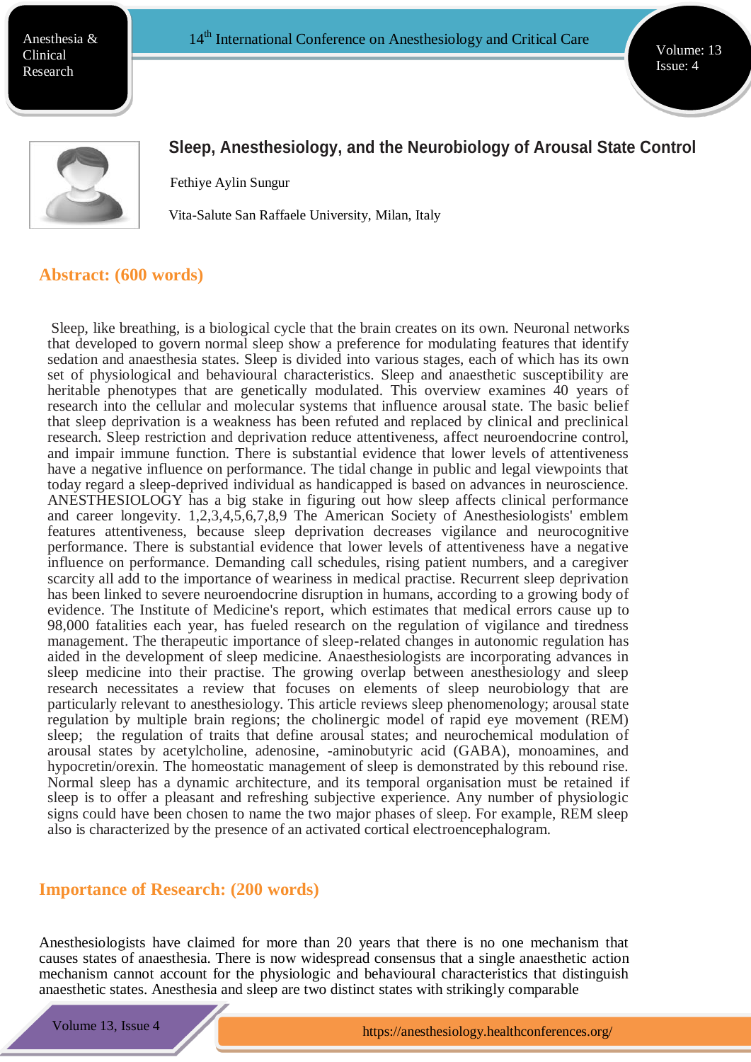# Sleep, Anesthesiology, and the Neurobiology of Arousal State Control

Fethiye Aylin Sungur

Vita-Salute San Raffaele University, Milan, Italy

## Abstract: (600 words)

Sleep, like breathing, is a biological cycle that the brain creates on its own. Neuronal networks that developed to govern normal sleep show a preference for modulating features that identify sedation and anaesthesia states. Sleep is divided into various stages, each of which has its own set of physiological and behavioural characteristics. Sleep and anaesthetic susceptibility are heritable phenotypes that are genetically modulated. This overview examines 40 years of research into the cellular and molecular systems that influence arousal state. The basic belief that sleep deprivation is a weakness has been refuted and replaced by clinical and preclinical research. Sleep restriction and deprivation reduce attentiveness, affect neuroendocrine control, and impair immune function. There is substantial evidence that lower levels of attentiveness have a negative influence on performance. The tidal change in public and legal viewpoints that today regard a sleep-deprived individual as handicapped is based on advances in neuroscience. ANESTHESIOLOGY has a big stake in figuring out how sleep affects clinical performance and career longevity. 1,2,3,4,5,6,7,8,9 The American Society of Anesthesiologists' emblem features attentiveness, because sleep deprivation decreases vigilance and neurocognitive performance. There is substantial evidence that lower levels of attentiveness have a negative influence on performance. Demanding call schedules, rising patient numbers, and a caregiver scarcity all add to the importance of weariness in medical practise. Recurrent sleep deprivation has been linked to severe neuroendocrine disruption in humans, according to a growing body of evidence. The Institute of Medicine's report, which estimates that medical errors cause up to 98,000 fatalities each year, has fueled research on the regulation of vigilance and tiredness management. The therapeutic importance of sleep-related changes in autonomic regulation has aided in the development of sleep medicine. Anaesthesiologists are incorporating advances in sleep medicine into their practise. The growing overlap between anesthesiology and sleep research necessitates a review that focuses on elements of sleep neurobiology that are particularly relevant to anesthesiology. This article reviews sleep phenomenology; arousal state regulation by multiple brain regions; the cholinergic model of rapid eye movement (REM) sleep; the regulation of traits that define arousal states; and neurochemical modulation of arousal states by acetylcholine, adenosine, -aminobutyric acid (GABA), monoamines, and hypocretin/orexin. The homeostatic management of sleep is demonstrated by this rebound rise. Normal sleep has a dynamic architecture, and its temporal organisation must be retained if sleep is to offer a pleasant and refreshing subjective experience. Any number of physiologic signs could have been chosen to name the two major phases of sleep. For example, REM sleep also is characterized by the presence of an activated cortical electroencephalogram.

## Importance of Research: (200 words)

Anesthesiologists have claimed for more than 20 years that there is no one mechanism that causes states of anaesthesia. There is now widespread consensus that a single anaesthetic action mechanism cannot account for the physiologic and behavioural characteristics that distinguish anaesthetic states. Anesthesia and sleep are two distinct states with strikingly comparable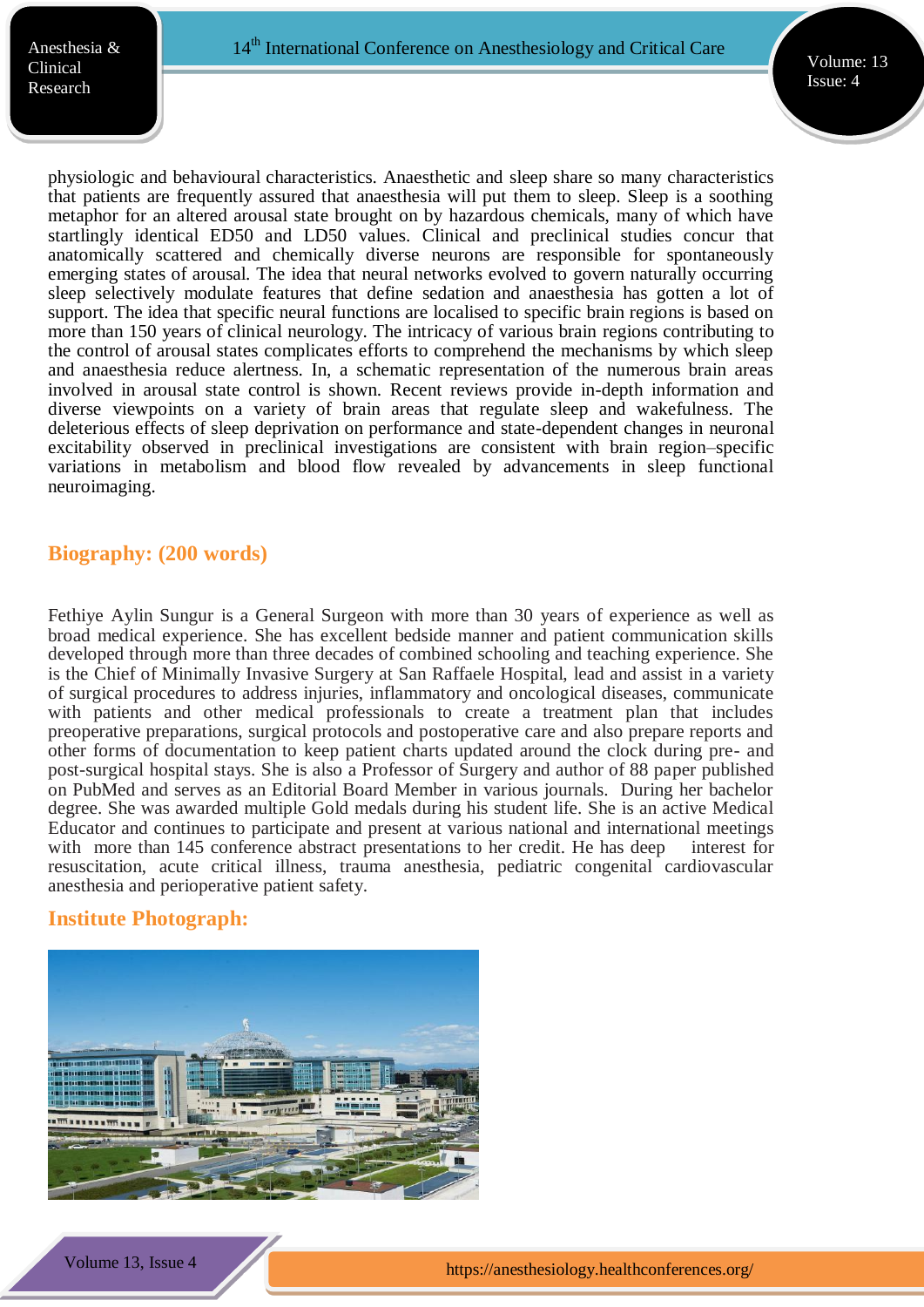physiologic and behavioural characteristics. Anaesthetic and sleep share so many characteristics that patients are frequently assured that anaesthesia will put them to sleep. Sleep is a soothing metaphor for an altered arousal state brought on by hazardous chemicals, many of which have startlingly identical ED50 and LD50 values. Clinical and preclinical studies concur that anatomically scattered and chemically diverse neurons are responsible for spontaneously emerging states of arousal. The idea that neural networks evolved to govern naturally occurring sleep selectively modulate features that define sedation and anaesthesia has gotten a lot of support. The idea that specific neural functions are localised to specific brain regions is based on more than 150 years of clinical neurology. The intricacy of various brain regions contributing to the control of arousal states complicates efforts to comprehend the mechanisms by which sleep and anaesthesia reduce alertness. In, a schematic representation of the numerous brain areas involved in arousal state control is shown. Recent reviews provide in-depth information and diverse viewpoints on a variety of brain areas that regulate sleep and wakefulness. The deleterious effects of sleep deprivation on performance and state-dependent changes in neuronal excitability observed in preclinical investigations are consistent with brain region–specific variations in metabolism and blood flow revealed by advancements in sleep functional neuroimaging.

## Biography: (200 words)

Fethiye Aylin Sungur is a General Surgeon with more than 30 years of experience as well as broad medical experience. She has excellent bedside manner and patient communication skills developed through more than three decades of combined schooling and teaching experience. She is the Chief of Minimally Invasive Surgery at San Raffaele Hospital, lead and assist in a variety of surgical procedures to address injuries, inflammatory and oncological diseases, communicate with patients and other medical professionals to create a treatment plan that includes preoperative preparations, surgical protocols and postoperative care and also prepare reports and other forms of documentation to keep patient charts updated around the clock during pre- and post-surgical hospital stays. She is also a Professor of Surgery and author of 88 paper published on PubMed and serves as an Editorial Board Member in various journals. During her bachelor degree. She was awarded multiple Gold medals during his student life. She is an active Medical Educator and continues to participate and present at various national and international meetings with more than 145 conference abstract presentations to her credit. He has deep interest for resuscitation, acute critical illness, trauma anesthesia, pediatric congenital cardiovascular anesthesia and perioperative patient safety.

## Institute Photograph: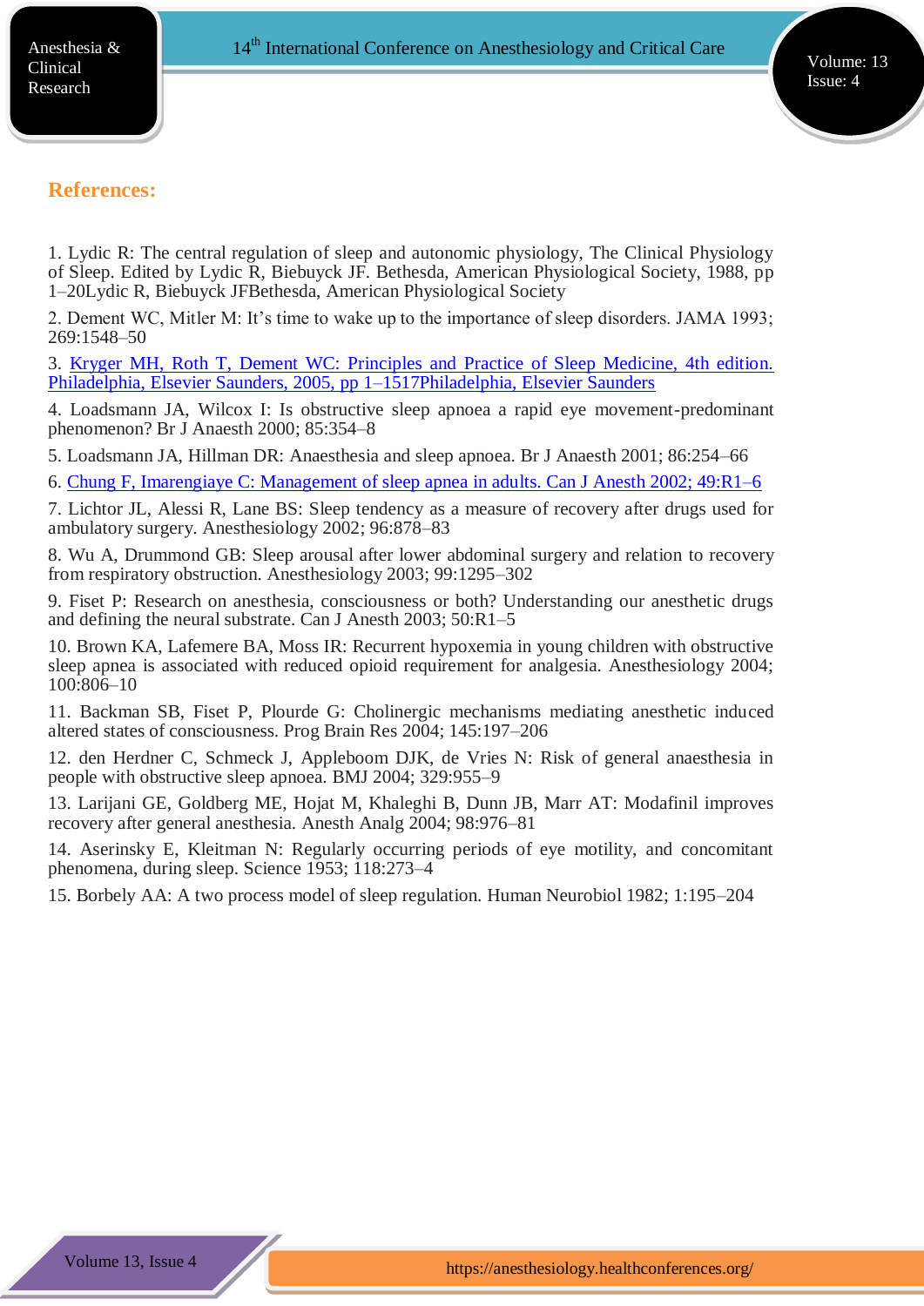## References:

1. Lydic R: The central regulation of sleep and autonomic physiology, The Clinical Physiology of Sleep. Edited by Lydic R, Biebuyck JF. Bethesda, American Physiological Society, 1988, pp 1–20Lydic R, Biebuyck JFBethesda, American Physiological Society

2. Dement WC, Mitler M: It's time to wake up to the importance of sleep disorders. JAMA 1993; 269:1548–50

3. Kryger MH, Roth T, Dement WC: Principles and Practice of Sleep Medicine, 4th edition. Philadelphia, Elsevier Saunders, 2005, pp 1–1517Philadelphia, Elsevier Saunders

4. Loadsmann JA, Wilcox I: Is obstructive sleep apnoea a rapid eye movement-predominant phenomenon? Br J Anaesth 2000; 85:354–8

5. Loadsmann JA, Hillman DR: Anaesthesia and sleep apnoea. Br J Anaesth 2001; 86:254–66

6. Chung F, Imarengiaye C: Management of sleep apnea in adults. Can J Anesth 2002; 49:R1–6

7. Lichtor JL, Alessi R, Lane BS: Sleep tendency as a measure of recovery after drugs used for ambulatory surgery. Anesthesiology 2002; 96:878–83

8. Wu A, Drummond GB: Sleep arousal after lower abdominal surgery and relation to recovery from respiratory obstruction. Anesthesiology 2003; 99:1295–302

9. Fiset P: Research on anesthesia, consciousness or both? Understanding our anesthetic drugs and defining the neural substrate. Can J Anesth 2003; 50:R1–5

10. Brown KA, Lafemere BA, Moss IR: Recurrent hypoxemia in young children with obstructive sleep apnea is associated with reduced opioid requirement for analgesia. Anesthesiology 2004; 100:806–10

11. Backman SB, Fiset P, Plourde G: Cholinergic mechanisms mediating anesthetic induced altered states of consciousness. Prog Brain Res 2004; 145:197–206

12. den Herdner C, Schmeck J, Appleboom DJK, de Vries N: Risk of general anaesthesia in people with obstructive sleep apnoea. BMJ 2004; 329:955–9

13. Larijani GE, Goldberg ME, Hojat M, Khaleghi B, Dunn JB, Marr AT: Modafinil improves recovery after general anesthesia. Anesth Analg 2004; 98:976–81

14. Aserinsky E, Kleitman N: Regularly occurring periods of eye motility, and concomitant phenomena, during sleep. Science 1953; 118:273–4

15. Borbely AA: A two process model of sleep regulation. Human Neurobiol 1982; 1:195–204